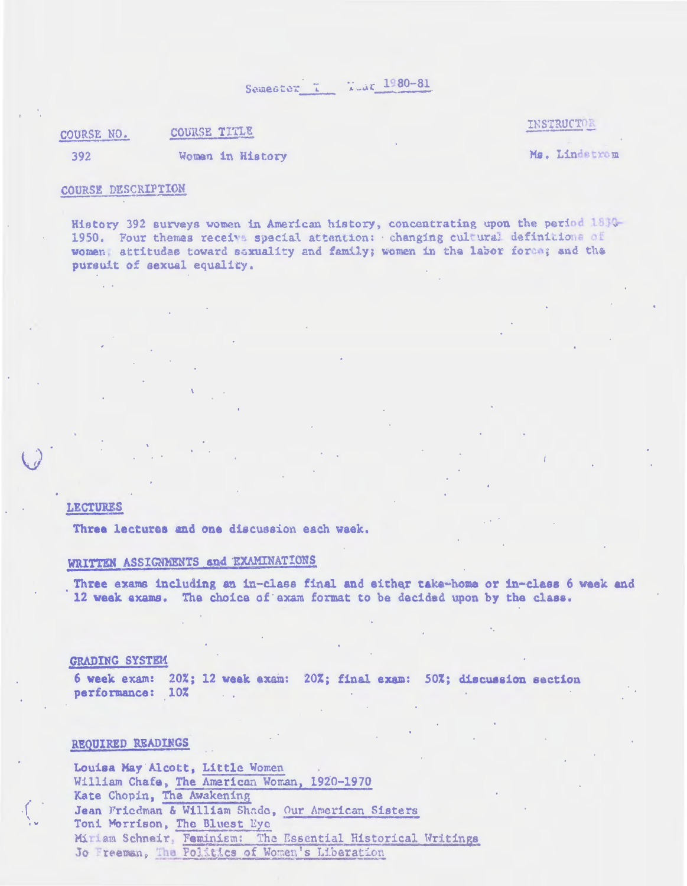Semester I Year 1980-81

| COURSE NO. | COURSE TITLE | INSTRUCTOR |
|---|---|---|
| 392 | Women in History | Ms. Lindstrom |

## COURSE DESCRIPTION

History 392 surveys women in American history, concentrating upon the period 1830-1950. Four themes receive special attention: changing cultural definitions of women; attitudes toward sexuality and family; women in the labor force; and the pursuit of sexual equality.

## LECTURES

Three lectures and one discussion each week.

## WRITTEN ASSIGNMENTS and EXAMINATIONS

Three exams including an in-class final and either take-home or in-class 6 week and 12 week exams. The choice of exam format to be decided upon by the class.

## GRADING SYSTEM

6 week exam: 20%; 12 week exam: 20%; final exam: 50%; discussion section performance: 10%

## REQUIRED READINGS

Louisa May Alcott, Little Women
William Chafe, The American Woman, 1920-1970
Kate Chopin, The Awakening
Jean Friedman & William Shade, Our American Sisters
Toni Morrison, The Bluest Eye
Miriam Schneir, Feminism: The Essential Historical Writings
Jo Freeman, The Politics of Women's Liberation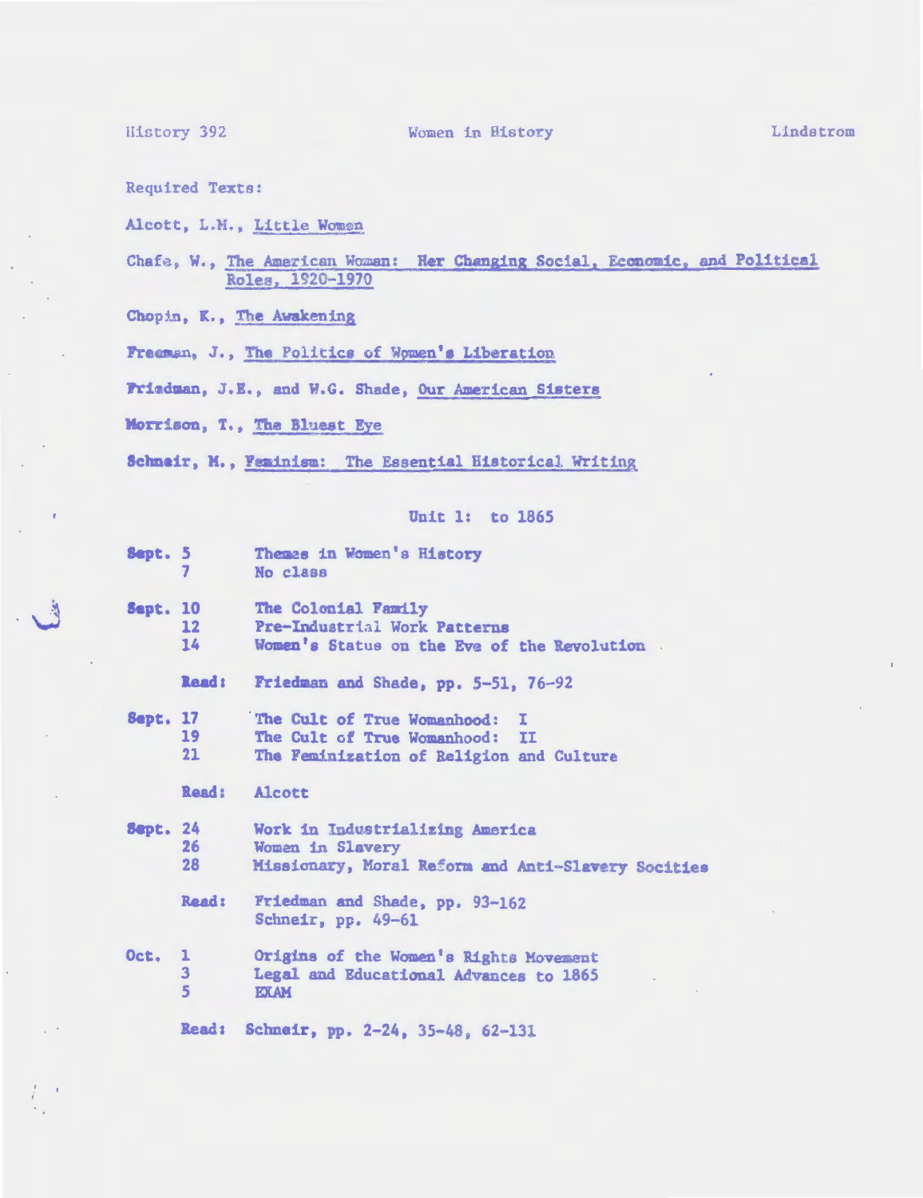History 392 — Women in History — Lindstrom

Required Texts:

Alcott, L.M., Little Women

Chafe, W., The American Woman: Her Changing Social, Economic, and Political Roles, 1920-1970

Chopin, K., The Awakening

Freeman, J., The Politics of Women's Liberation

Friedman, J.E., and W.G. Shade, Our American Sisters

Morrison, T., The Bluest Eye

Schneir, M., Feminism: The Essential Historical Writing

## Unit 1: to 1865

**Sept. 5** Themes in Women's History
**7** No class

**Sept. 10** The Colonial Family
**12** Pre-Industrial Work Patterns
**14** Women's Status on the Eve of the Revolution

**Read:** Friedman and Shade, pp. 5-51, 76-92

**Sept. 17** The Cult of True Womanhood: I
**19** The Cult of True Womanhood: II
**21** The Feminization of Religion and Culture

**Read:** Alcott

**Sept. 24** Work in Industrializing America
**26** Women in Slavery
**28** Missionary, Moral Reform and Anti-Slavery Socities

**Read:** Friedman and Shade, pp. 93-162
Schneir, pp. 49-61

**Oct. 1** Origins of the Women's Rights Movement
**3** Legal and Educational Advances to 1865
**5** EXAM

**Read:** Schneir, pp. 2-24, 35-48, 62-131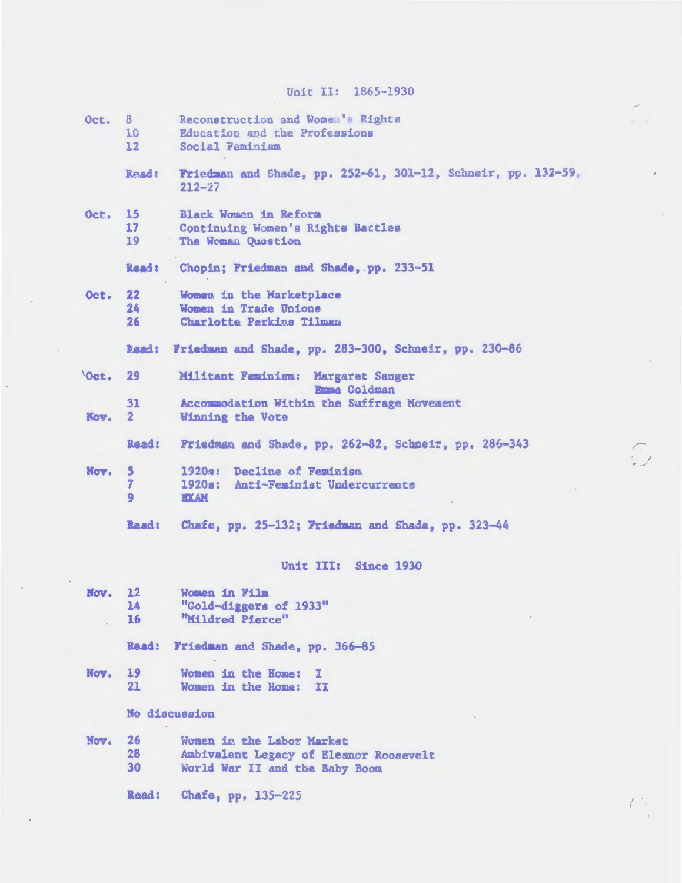## Unit II: 1865-1930

Oct. 8 Reconstruction and Women's Rights
10 Education and the Professions
12 Social Feminism

Read: Friedman and Shade, pp. 252-61, 301-12, Schneir, pp. 132-59, 212-27

Oct. 15 Black Women in Reform
17 Continuing Women's Rights Battles
19 The Woman Question

Read: Chopin; Friedman and Shade, pp. 233-51

Oct. 22 Women in the Marketplace
24 Women in Trade Unions
26 Charlotte Perkins Tilman

Read: Friedman and Shade, pp. 283-300, Schneir, pp. 230-86

Oct. 29 Militant Feminism: Margaret Sanger
Emma Goldman
31 Accommodation Within the Suffrage Movement
Nov. 2 Winning the Vote

Read: Friedman and Shade, pp. 262-82, Schneir, pp. 286-343

Nov. 5 1920s: Decline of Feminism
7 1920s: Anti-Feminist Undercurrents
9 EXAM

Read: Chafe, pp. 25-132; Friedman and Shade, pp. 323-44

## Unit III: Since 1930

Nov. 12 Women in Film
14 "Gold-diggers of 1933"
16 "Mildred Pierce"

Read: Friedman and Shade, pp. 366-85

Nov. 19 Women in the Home: I
21 Women in the Home: II

No discussion

Nov. 26 Women in the Labor Market
28 Ambivalent Legacy of Eleanor Roosevelt
30 World War II and the Baby Boom

Read: Chafe, pp. 135-225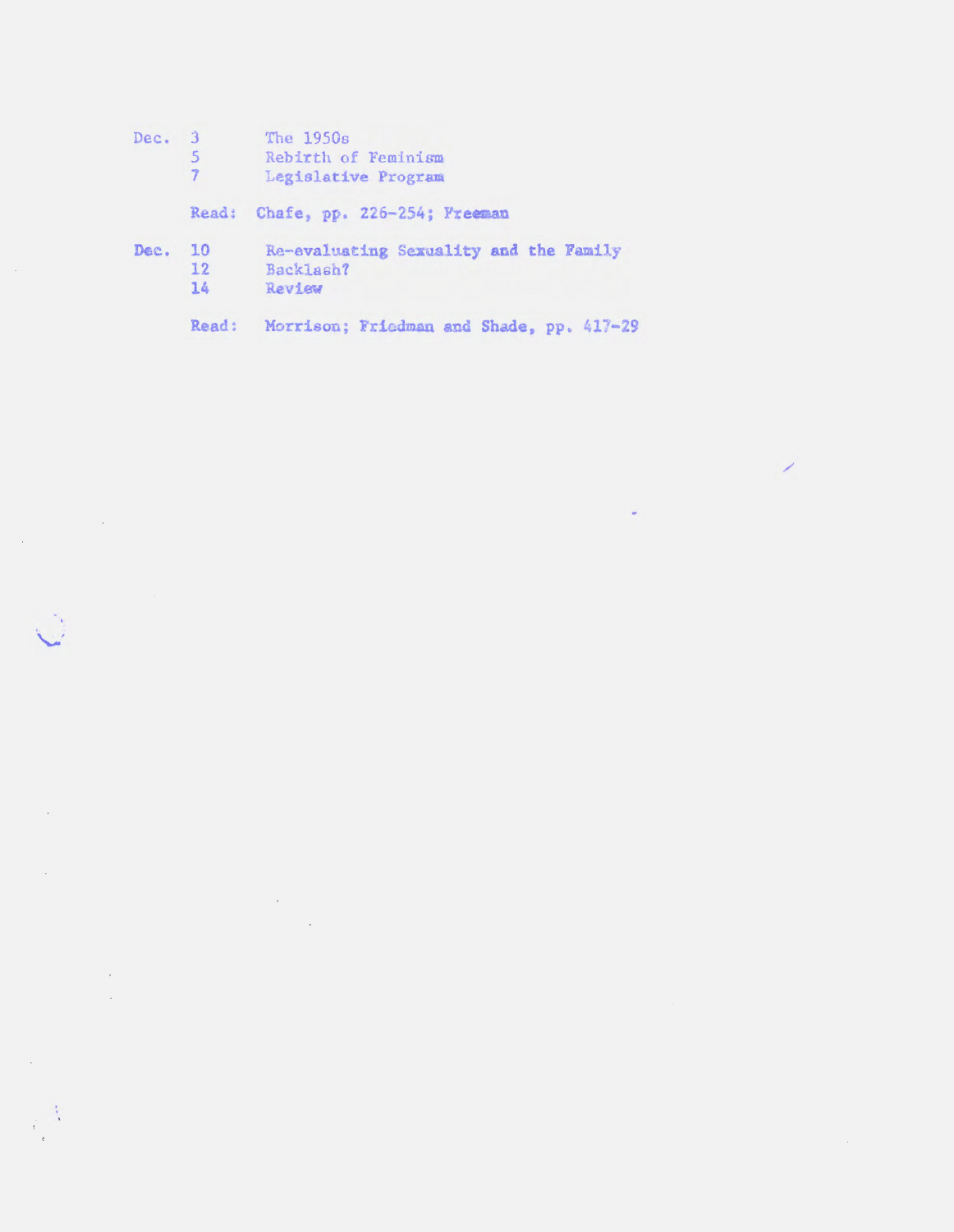Dec. 3 The 1950s
5 Rebirth of Feminism
7 Legislative Program

Read: Chafe, pp. 226-254; Freeman

Dec. 10 Re-evaluating Sexuality and the Family
12 Backlash?
14 Review

Read: Morrison; Friedman and Shade, pp. 417-29